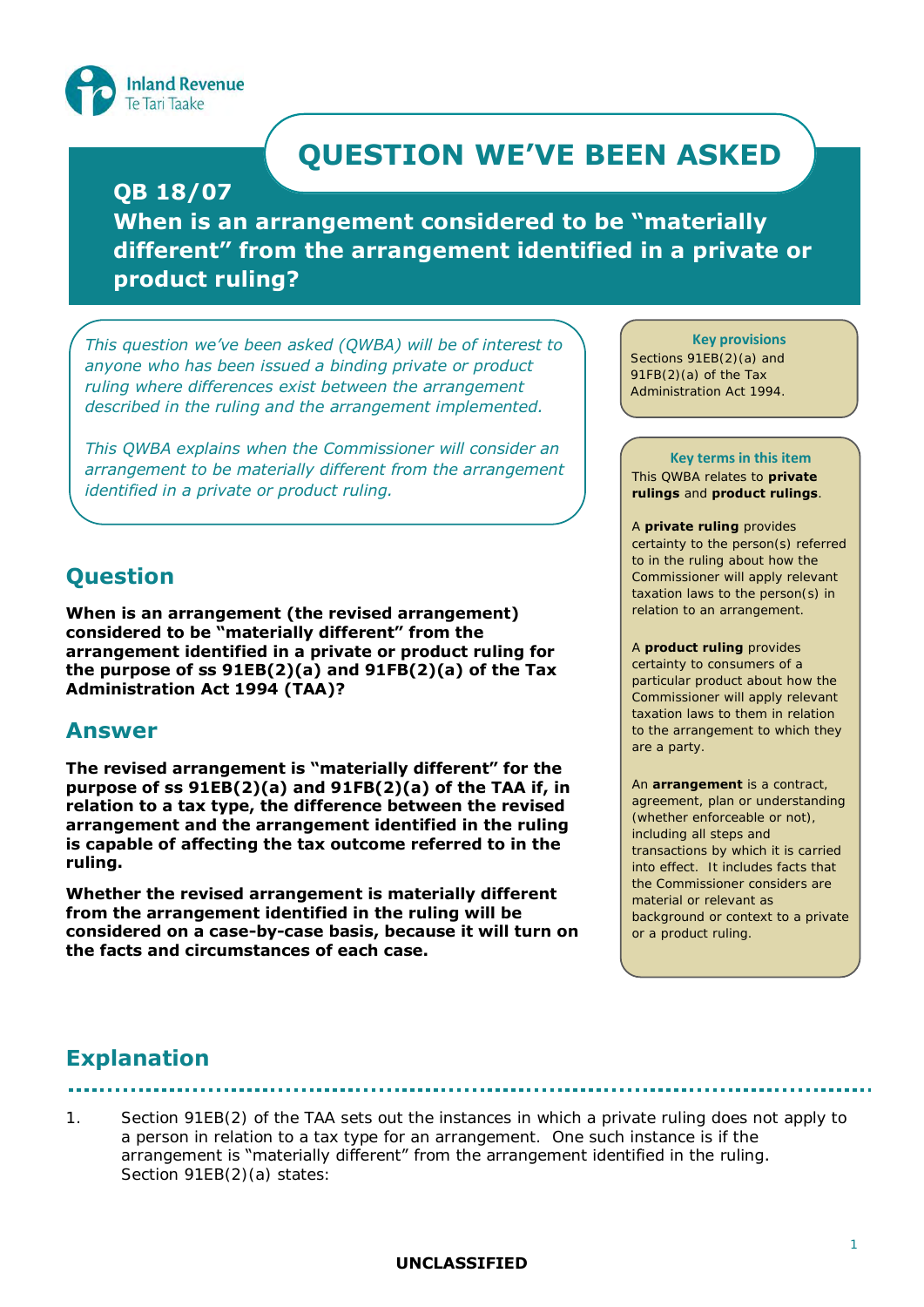# QUESTION WE'VE BEEN ASKED

## QB 18/07

## When is an arrangement considered to be "materially different" from the arrangement identified in a private or product ruling?

*This question we've been asked (QWBA) will be of interest to anyone who has been issued a binding private or product ruling where differences exist between the arrangement described in the ruling and the arrangement implemented.*

*This QWBA explains when the Commissioner will consider an arrangement to be materially different from the arrangement identified in a private or product ruling.*

**Key provisions**

Sections 91EB(2)(a) and 91FB(2)(a) of the Tax Administration Act 1994.

**Key terms in this item**

This QWBA relates to **private rulings** and **product rulings**.

A **private ruling** provides certainty to the person(s) referred to in the ruling about how the Commissioner will apply relevant taxation laws to the person(s) in relation to an arrangement.

A **product ruling** provides certainty to consumers of a particular product about how the Commissioner will apply relevant taxation laws to them in relation to the arrangement to which they are a party.

An **arrangement** is a contract, agreement, plan or understanding (whether enforceable or not), including all steps and transactions by which it is carried into effect. It includes facts that the Commissioner considers are material or relevant as background or context to a private or a product ruling.

## Question

**When is an arrangement (the revised arrangement) considered to be "materially different" from the arrangement identified in a private or product ruling for the purpose of ss 91EB(2)(a) and 91FB(2)(a) of the Tax Administration Act 1994 (TAA)?**

## Answer

**The revised arrangement is "materially different" for the purpose of ss 91EB(2)(a) and 91FB(2)(a) of the TAA if, in relation to a tax type, the difference between the revised arrangement and the arrangement identified in the ruling is capable of affecting the tax outcome referred to in the ruling.**

**Whether the revised arrangement is materially different from the arrangement identified in the ruling will be considered on a case-by-case basis, because it will turn on the facts and circumstances of each case.**

## Explanation

1. Section 91EB(2) of the TAA sets out the instances in which a private ruling does not apply to a person in relation to a tax type for an arrangement. One such instance is if the arrangement is "materially different" from the arrangement identified in the ruling. Section 91EB(2)(a) states: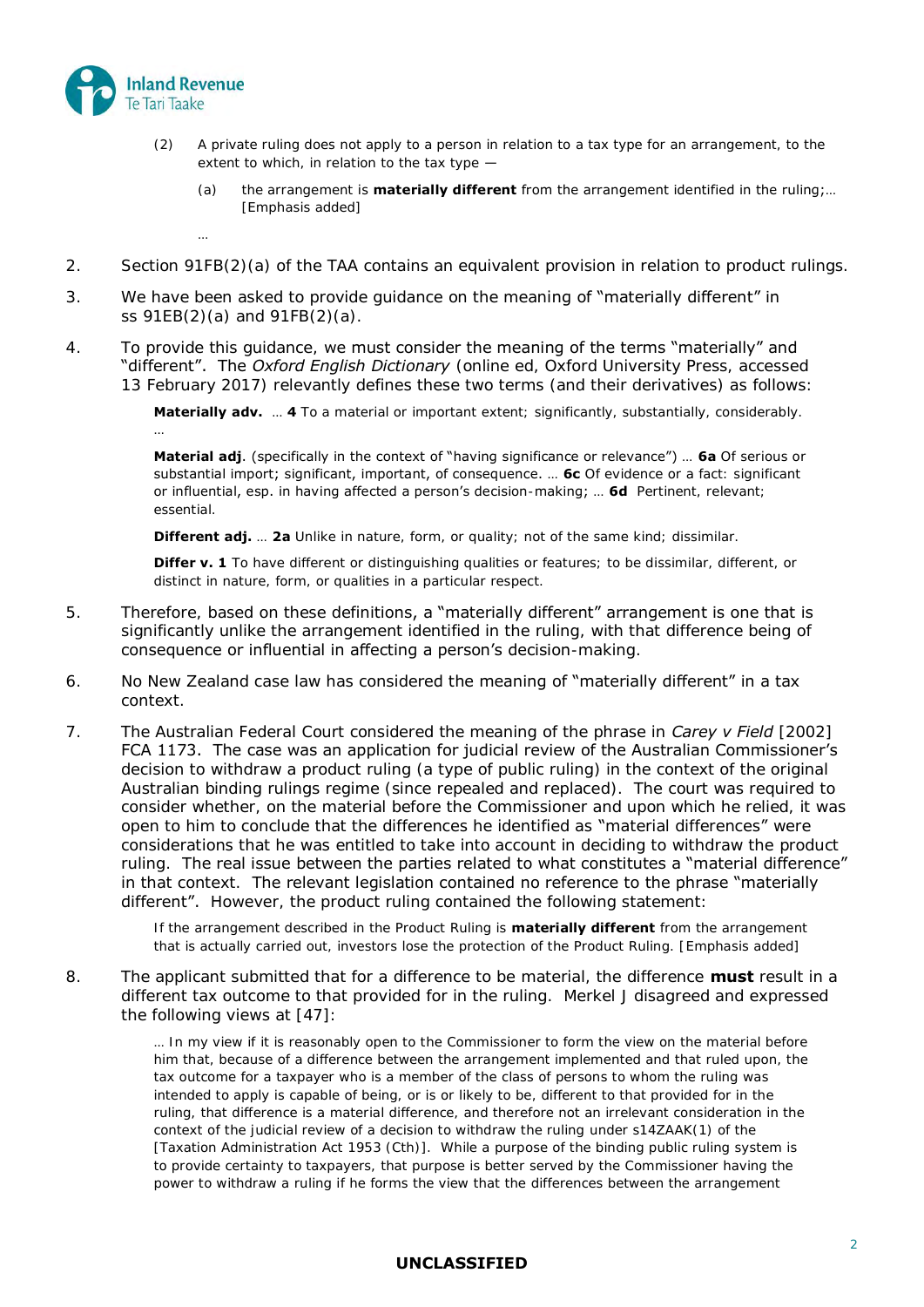(2) A private ruling does not apply to a person in relation to a tax type for an arrangement, to the extent to which, in relation to the tax type —

(a) the arrangement is **materially different** from the arrangement identified in the ruling;… [Emphasis added]

…

2. Section 91FB(2)(a) of the TAA contains an equivalent provision in relation to product rulings.

3. We have been asked to provide guidance on the meaning of "materially different" in ss 91EB(2)(a) and 91FB(2)(a).

4. To provide this guidance, we must consider the meaning of the terms "materially" and "different". The *Oxford English Dictionary* (online ed, Oxford University Press, accessed 13 February 2017) relevantly defines these two terms (and their derivatives) as follows:

> **Materially adv.** … **4** To a material or important extent; significantly, substantially, considerably.
> …
>
> **Material adj**. (specifically in the context of "having significance or relevance") … **6a** Of serious or substantial import; significant, important, of consequence. … **6c** Of evidence or a fact: significant or influential, esp. in having affected a person's decision-making; … **6d** Pertinent, relevant; essential.
>
> **Different adj.** … **2a** Unlike in nature, form, or quality; not of the same kind; dissimilar.
>
> **Differ v. 1** To have different or distinguishing qualities or features; to be dissimilar, different, or distinct in nature, form, or qualities in a particular respect.

5. Therefore, based on these definitions, a "materially different" arrangement is one that is significantly unlike the arrangement identified in the ruling, with that difference being of consequence or influential in affecting a person's decision-making.

6. No New Zealand case law has considered the meaning of "materially different" in a tax context.

7. The Australian Federal Court considered the meaning of the phrase in *Carey v Field* [2002] FCA 1173. The case was an application for judicial review of the Australian Commissioner's decision to withdraw a product ruling (a type of public ruling) in the context of the original Australian binding rulings regime (since repealed and replaced). The court was required to consider whether, on the material before the Commissioner and upon which he relied, it was open to him to conclude that the differences he identified as "material differences" were considerations that he was entitled to take into account in deciding to withdraw the product ruling. The real issue between the parties related to what constitutes a "material difference" in that context. The relevant legislation contained no reference to the phrase "materially different". However, the product ruling contained the following statement:

> If the arrangement described in the Product Ruling is **materially different** from the arrangement that is actually carried out, investors lose the protection of the Product Ruling. [Emphasis added]

8. The applicant submitted that for a difference to be material, the difference **must** result in a different tax outcome to that provided for in the ruling. Merkel J disagreed and expressed the following views at [47]:

> … In my view if it is reasonably open to the Commissioner to form the view on the material before him that, because of a difference between the arrangement implemented and that ruled upon, the tax outcome for a taxpayer who is a member of the class of persons to whom the ruling was intended to apply is capable of being, or is or likely to be, different to that provided for in the ruling, that difference is a material difference, and therefore not an irrelevant consideration in the context of the judicial review of a decision to withdraw the ruling under s14ZAAK(1) of the [Taxation Administration Act 1953 (Cth)]. While a purpose of the binding public ruling system is to provide certainty to taxpayers, that purpose is better served by the Commissioner having the power to withdraw a ruling if he forms the view that the differences between the arrangement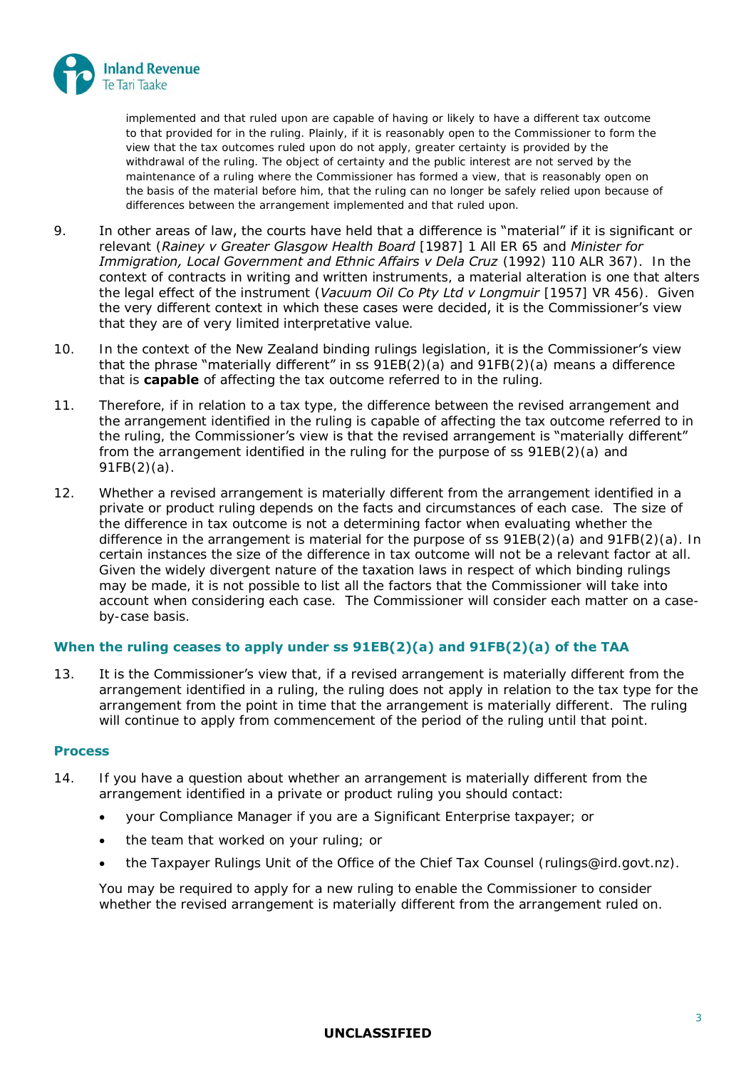> implemented and that ruled upon are capable of having or likely to have a different tax outcome to that provided for in the ruling. Plainly, if it is reasonably open to the Commissioner to form the view that the tax outcomes ruled upon do not apply, greater certainty is provided by the withdrawal of the ruling. The object of certainty and the public interest are not served by the maintenance of a ruling where the Commissioner has formed a view, that is reasonably open on the basis of the material before him, that the ruling can no longer be safely relied upon because of differences between the arrangement implemented and that ruled upon.

9. In other areas of law, the courts have held that a difference is "material" if it is significant or relevant (*Rainey v Greater Glasgow Health Board* [1987] 1 All ER 65 and *Minister for Immigration, Local Government and Ethnic Affairs v Dela Cruz* (1992) 110 ALR 367). In the context of contracts in writing and written instruments, a material alteration is one that alters the legal effect of the instrument (*Vacuum Oil Co Pty Ltd v Longmuir* [1957] VR 456). Given the very different context in which these cases were decided, it is the Commissioner's view that they are of very limited interpretative value.

10. In the context of the New Zealand binding rulings legislation, it is the Commissioner's view that the phrase "materially different" in ss 91EB(2)(a) and 91FB(2)(a) means a difference that is **capable** of affecting the tax outcome referred to in the ruling.

11. Therefore, if in relation to a tax type, the difference between the revised arrangement and the arrangement identified in the ruling is capable of affecting the tax outcome referred to in the ruling, the Commissioner's view is that the revised arrangement is "materially different" from the arrangement identified in the ruling for the purpose of ss 91EB(2)(a) and 91FB(2)(a).

12. Whether a revised arrangement is materially different from the arrangement identified in a private or product ruling depends on the facts and circumstances of each case. The size of the difference in tax outcome is not a determining factor when evaluating whether the difference in the arrangement is material for the purpose of ss 91EB(2)(a) and 91FB(2)(a). In certain instances the size of the difference in tax outcome will not be a relevant factor at all. Given the widely divergent nature of the taxation laws in respect of which binding rulings may be made, it is not possible to list all the factors that the Commissioner will take into account when considering each case. The Commissioner will consider each matter on a case-by-case basis.

### When the ruling ceases to apply under ss 91EB(2)(a) and 91FB(2)(a) of the TAA

13. It is the Commissioner's view that, if a revised arrangement is materially different from the arrangement identified in a ruling, the ruling does not apply in relation to the tax type for the arrangement from the point in time that the arrangement is materially different. The ruling will continue to apply from commencement of the period of the ruling until that point.

### Process

14. If you have a question about whether an arrangement is materially different from the arrangement identified in a private or product ruling you should contact:

    - your Compliance Manager if you are a Significant Enterprise taxpayer; or
    - the team that worked on your ruling; or
    - the Taxpayer Rulings Unit of the Office of the Chief Tax Counsel (rulings@ird.govt.nz).

    You may be required to apply for a new ruling to enable the Commissioner to consider whether the revised arrangement is materially different from the arrangement ruled on.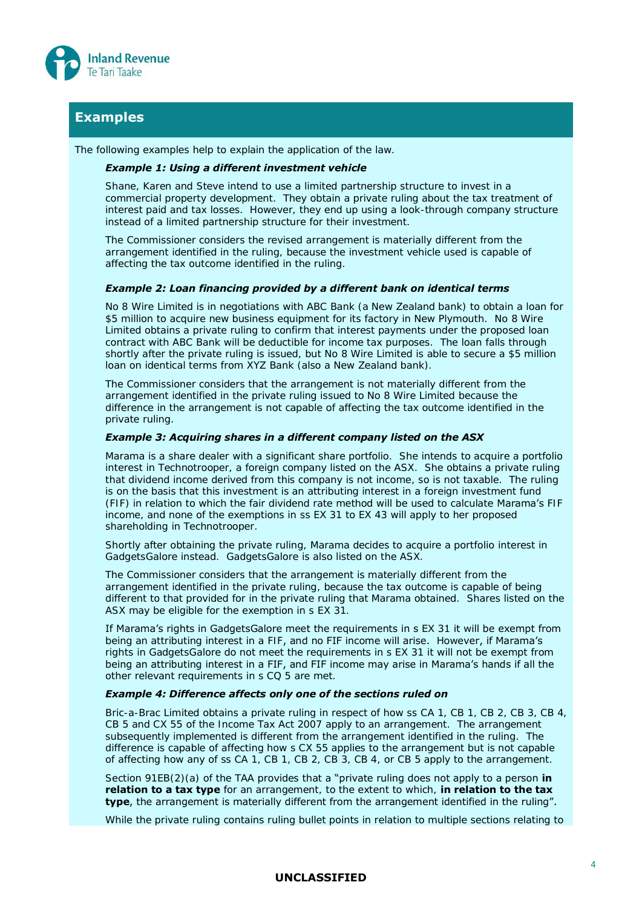## Examples

The following examples help to explain the application of the law.

***Example 1: Using a different investment vehicle***

Shane, Karen and Steve intend to use a limited partnership structure to invest in a commercial property development. They obtain a private ruling about the tax treatment of interest paid and tax losses. However, they end up using a look-through company structure instead of a limited partnership structure for their investment.

The Commissioner considers the revised arrangement is materially different from the arrangement identified in the ruling, because the investment vehicle used is capable of affecting the tax outcome identified in the ruling.

***Example 2: Loan financing provided by a different bank on identical terms***

No 8 Wire Limited is in negotiations with ABC Bank (a New Zealand bank) to obtain a loan for $5 million to acquire new business equipment for its factory in New Plymouth. No 8 Wire Limited obtains a private ruling to confirm that interest payments under the proposed loan contract with ABC Bank will be deductible for income tax purposes. The loan falls through shortly after the private ruling is issued, but No 8 Wire Limited is able to secure a $5 million loan on identical terms from XYZ Bank (also a New Zealand bank).

The Commissioner considers that the arrangement is not materially different from the arrangement identified in the private ruling issued to No 8 Wire Limited because the difference in the arrangement is not capable of affecting the tax outcome identified in the private ruling.

***Example 3: Acquiring shares in a different company listed on the ASX***

Marama is a share dealer with a significant share portfolio. She intends to acquire a portfolio interest in Technotrooper, a foreign company listed on the ASX. She obtains a private ruling that dividend income derived from this company is not income, so is not taxable. The ruling is on the basis that this investment is an attributing interest in a foreign investment fund (FIF) in relation to which the fair dividend rate method will be used to calculate Marama's FIF income, and none of the exemptions in ss EX 31 to EX 43 will apply to her proposed shareholding in Technotrooper.

Shortly after obtaining the private ruling, Marama decides to acquire a portfolio interest in GadgetsGalore instead. GadgetsGalore is also listed on the ASX.

The Commissioner considers that the arrangement is materially different from the arrangement identified in the private ruling, because the tax outcome is capable of being different to that provided for in the private ruling that Marama obtained. Shares listed on the ASX may be eligible for the exemption in s EX 31.

If Marama's rights in GadgetsGalore meet the requirements in s EX 31 it will be exempt from being an attributing interest in a FIF, and no FIF income will arise. However, if Marama's rights in GadgetsGalore do not meet the requirements in s EX 31 it will not be exempt from being an attributing interest in a FIF, and FIF income may arise in Marama's hands if all the other relevant requirements in s CQ 5 are met.

***Example 4: Difference affects only one of the sections ruled on***

Bric-a-Brac Limited obtains a private ruling in respect of how ss CA 1, CB 1, CB 2, CB 3, CB 4, CB 5 and CX 55 of the Income Tax Act 2007 apply to an arrangement. The arrangement subsequently implemented is different from the arrangement identified in the ruling. The difference is capable of affecting how s CX 55 applies to the arrangement but is not capable of affecting how any of ss CA 1, CB 1, CB 2, CB 3, CB 4, or CB 5 apply to the arrangement.

Section 91EB(2)(a) of the TAA provides that a "private ruling does not apply to a person **in relation to a tax type** for an arrangement, to the extent to which, **in relation to the tax type**, the arrangement is materially different from the arrangement identified in the ruling".

While the private ruling contains ruling bullet points in relation to multiple sections relating to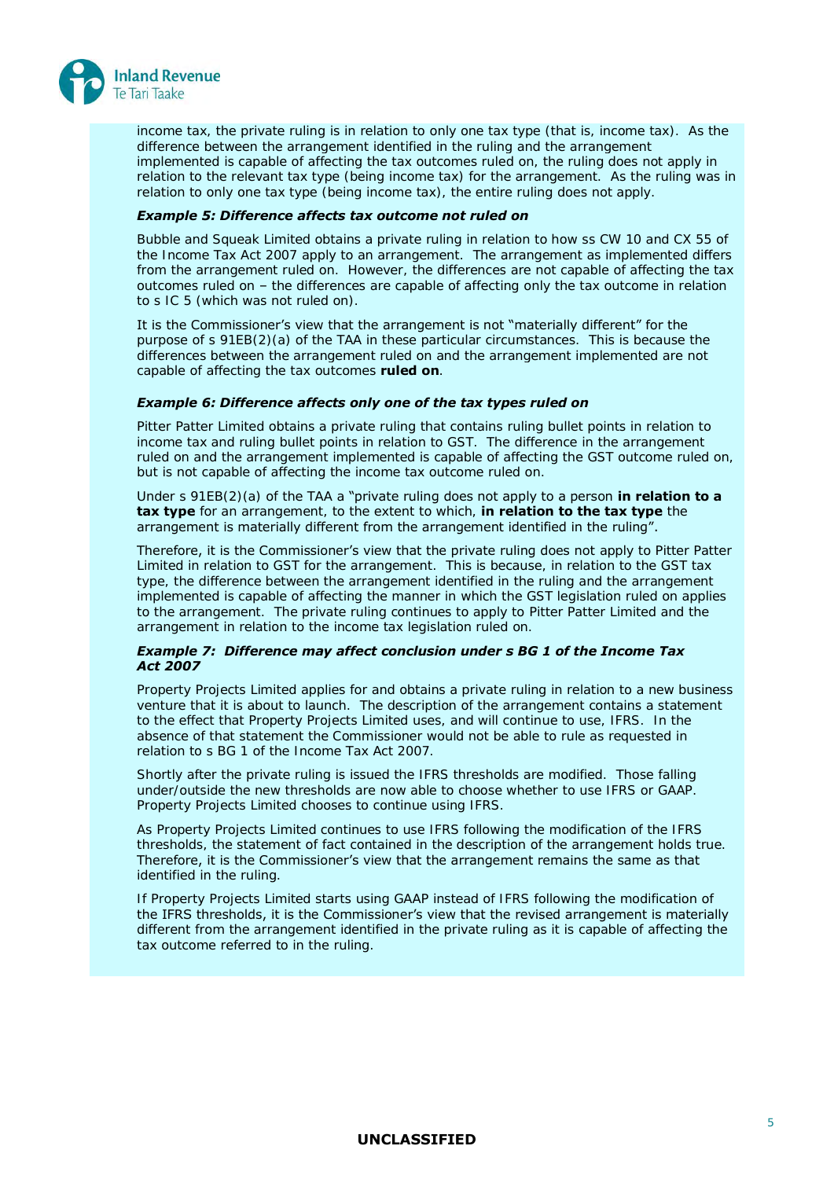income tax, the private ruling is in relation to only one tax type (that is, income tax). As the difference between the arrangement identified in the ruling and the arrangement implemented is capable of affecting the tax outcomes ruled on, the ruling does not apply in relation to the relevant tax type (being income tax) for the arrangement. As the ruling was in relation to only one tax type (being income tax), the entire ruling does not apply.

***Example 5: Difference affects tax outcome not ruled on***

Bubble and Squeak Limited obtains a private ruling in relation to how ss CW 10 and CX 55 of the Income Tax Act 2007 apply to an arrangement. The arrangement as implemented differs from the arrangement ruled on. However, the differences are not capable of affecting the tax outcomes ruled on – the differences are capable of affecting only the tax outcome in relation to s IC 5 (which was not ruled on).

It is the Commissioner's view that the arrangement is not "materially different" for the purpose of s 91EB(2)(a) of the TAA in these particular circumstances. This is because the differences between the arrangement ruled on and the arrangement implemented are not capable of affecting the tax outcomes **ruled on**.

***Example 6: Difference affects only one of the tax types ruled on***

Pitter Patter Limited obtains a private ruling that contains ruling bullet points in relation to income tax and ruling bullet points in relation to GST. The difference in the arrangement ruled on and the arrangement implemented is capable of affecting the GST outcome ruled on, but is not capable of affecting the income tax outcome ruled on.

Under s 91EB(2)(a) of the TAA a "private ruling does not apply to a person **in relation to a tax type** for an arrangement, to the extent to which, **in relation to the tax type** the arrangement is materially different from the arrangement identified in the ruling".

Therefore, it is the Commissioner's view that the private ruling does not apply to Pitter Patter Limited in relation to GST for the arrangement. This is because, in relation to the GST tax type, the difference between the arrangement identified in the ruling and the arrangement implemented is capable of affecting the manner in which the GST legislation ruled on applies to the arrangement. The private ruling continues to apply to Pitter Patter Limited and the arrangement in relation to the income tax legislation ruled on.

***Example 7: Difference may affect conclusion under s BG 1 of the Income Tax Act 2007***

Property Projects Limited applies for and obtains a private ruling in relation to a new business venture that it is about to launch. The description of the arrangement contains a statement to the effect that Property Projects Limited uses, and will continue to use, IFRS. In the absence of that statement the Commissioner would not be able to rule as requested in relation to s BG 1 of the Income Tax Act 2007.

Shortly after the private ruling is issued the IFRS thresholds are modified. Those falling under/outside the new thresholds are now able to choose whether to use IFRS or GAAP. Property Projects Limited chooses to continue using IFRS.

As Property Projects Limited continues to use IFRS following the modification of the IFRS thresholds, the statement of fact contained in the description of the arrangement holds true. Therefore, it is the Commissioner's view that the arrangement remains the same as that identified in the ruling.

If Property Projects Limited starts using GAAP instead of IFRS following the modification of the IFRS thresholds, it is the Commissioner's view that the revised arrangement is materially different from the arrangement identified in the private ruling as it is capable of affecting the tax outcome referred to in the ruling.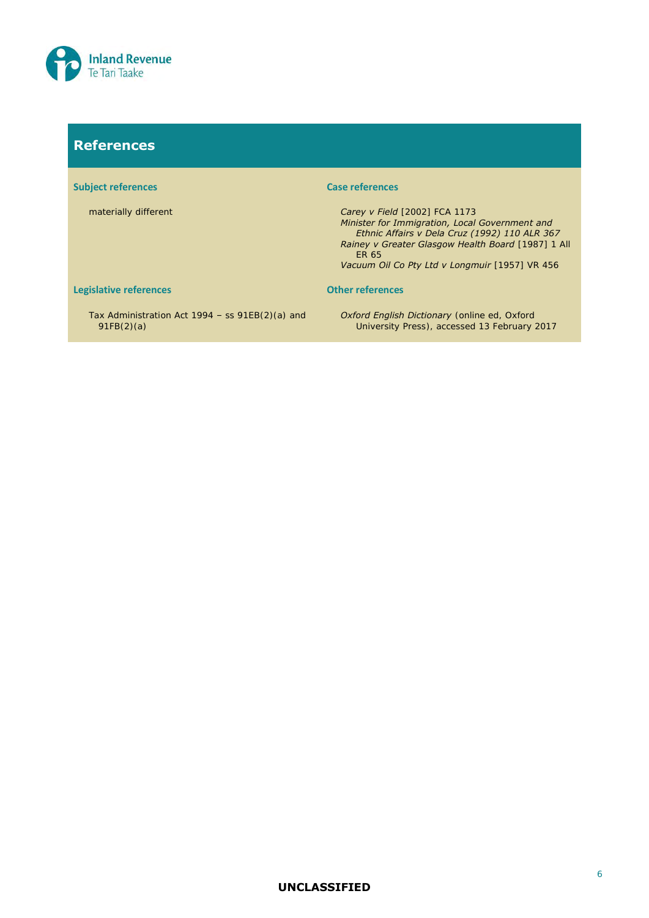## References

### Subject references

materially different

### Case references

*Carey v Field* [2002] FCA 1173
*Minister for Immigration, Local Government and Ethnic Affairs v Dela Cruz (1992) 110 ALR 367*
*Rainey v Greater Glasgow Health Board* [1987] 1 All ER 65
*Vacuum Oil Co Pty Ltd v Longmuir* [1957] VR 456

### Legislative references

Tax Administration Act 1994 – ss 91EB(2)(a) and 91FB(2)(a)

### Other references

*Oxford English Dictionary* (online ed, Oxford University Press), accessed 13 February 2017

**UNCLASSIFIED**